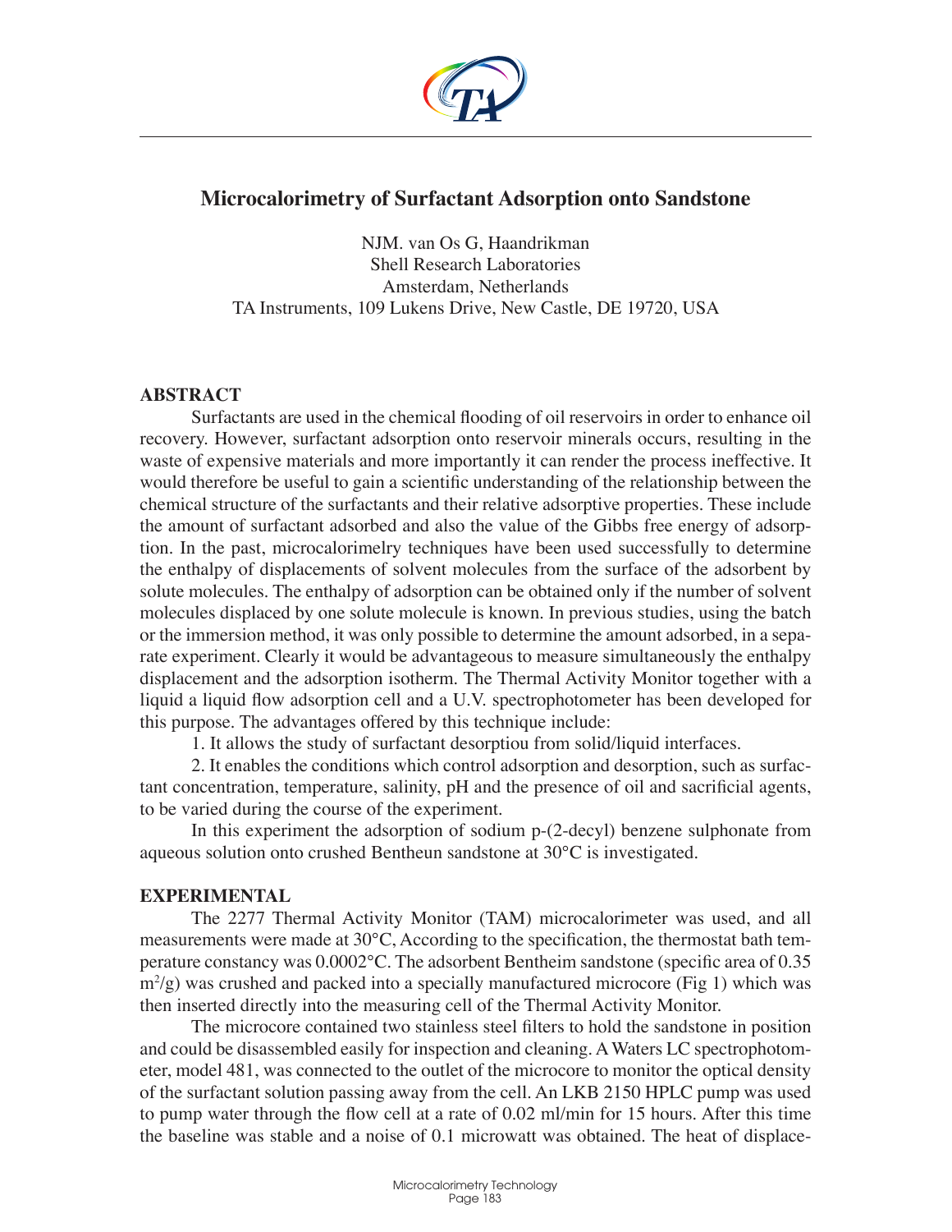# Microcalorimetry of Surfactant Adsorption onto Sandstone

NJM. van Os G, Haandrikman
Shell Research Laboratories
Amsterdam, Netherlands
TA Instruments, 109 Lukens Drive, New Castle, DE 19720, USA

## ABSTRACT

Surfactants are used in the chemical flooding of oil reservoirs in order to enhance oil recovery. However, surfactant adsorption onto reservoir minerals occurs, resulting in the waste of expensive materials and more importantly it can render the process ineffective. It would therefore be useful to gain a scientific understanding of the relationship between the chemical structure of the surfactants and their relative adsorptive properties. These include the amount of surfactant adsorbed and also the value of the Gibbs free energy of adsorption. In the past, microcalorimelry techniques have been used successfully to determine the enthalpy of displacements of solvent molecules from the surface of the adsorbent by solute molecules. The enthalpy of adsorption can be obtained only if the number of solvent molecules displaced by one solute molecule is known. In previous studies, using the batch or the immersion method, it was only possible to determine the amount adsorbed, in a separate experiment. Clearly it would be advantageous to measure simultaneously the enthalpy displacement and the adsorption isotherm. The Thermal Activity Monitor together with a liquid a liquid flow adsorption cell and a U.V. spectrophotometer has been developed for this purpose. The advantages offered by this technique include:

1. It allows the study of surfactant desorptiou from solid/liquid interfaces.

2. It enables the conditions which control adsorption and desorption, such as surfactant concentration, temperature, salinity, pH and the presence of oil and sacrificial agents, to be varied during the course of the experiment.

In this experiment the adsorption of sodium p-(2-decyl) benzene sulphonate from aqueous solution onto crushed Bentheun sandstone at 30°C is investigated.

## EXPERIMENTAL

The 2277 Thermal Activity Monitor (TAM) microcalorimeter was used, and all measurements were made at 30°C, According to the specification, the thermostat bath temperature constancy was 0.0002°C. The adsorbent Bentheim sandstone (specific area of 0.35 $m^2/g$) was crushed and packed into a specially manufactured microcore (Fig 1) which was then inserted directly into the measuring cell of the Thermal Activity Monitor.

The microcore contained two stainless steel filters to hold the sandstone in position and could be disassembled easily for inspection and cleaning. A Waters LC spectrophotometer, model 481, was connected to the outlet of the microcore to monitor the optical density of the surfactant solution passing away from the cell. An LKB 2150 HPLC pump was used to pump water through the flow cell at a rate of 0.02 ml/min for 15 hours. After this time the baseline was stable and a noise of 0.1 microwatt was obtained. The heat of displace-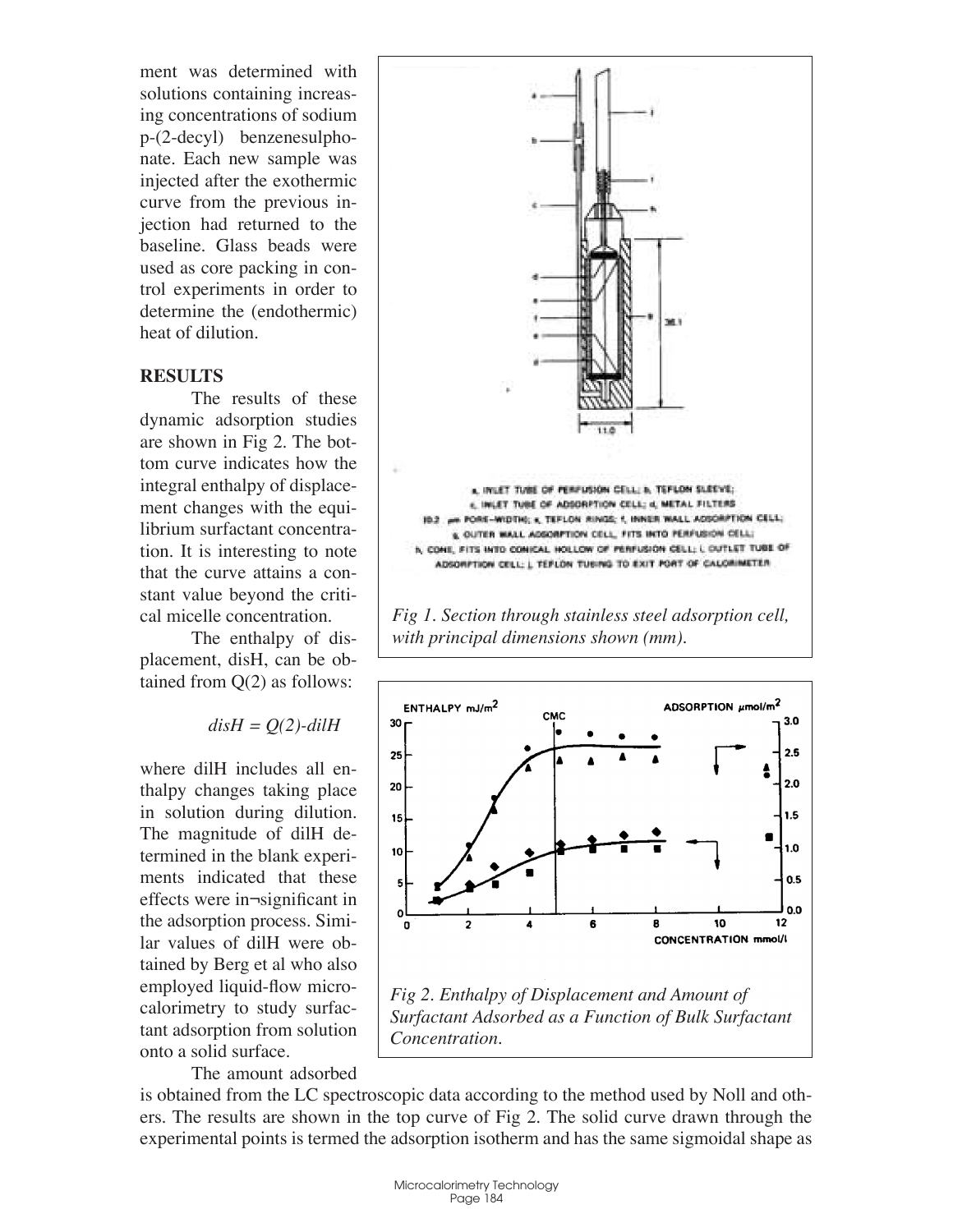ment was determined with solutions containing increasing concentrations of sodium p-(2-decyl) benzenesulphonate. Each new sample was injected after the exothermic curve from the previous injection had returned to the baseline. Glass beads were used as core packing in control experiments in order to determine the (endothermic) heat of dilution.

## RESULTS

The results of these dynamic adsorption studies are shown in Fig 2. The bottom curve indicates how the integral enthalpy of displacement changes with the equilibrium surfactant concentration. It is interesting to note that the curve attains a constant value beyond the critical micelle concentration.

The enthalpy of displacement, disH, can be obtained from Q(2) as follows:

$$disH = Q(2) - dilH$$

where dilH includes all enthalpy changes taking place in solution during dilution. The magnitude of dilH determined in the blank experiments indicated that these effects were in¬significant in the adsorption process. Similar values of dilH were obtained by Berg et al who also employed liquid-flow microcalorimetry to study surfactant adsorption from solution onto a solid surface.

The amount adsorbed is obtained from the LC spectroscopic data according to the method used by Noll and others. The results are shown in the top curve of Fig 2. The solid curve drawn through the experimental points is termed the adsorption isotherm and has the same sigmoidal shape as

a, INLET TUBE OF PERFUSION CELL; b, TEFLON SLEEVE; c, INLET TUBE OF ADSORPTION CELL; d, METAL FILTERS 10.2 µm PORE-WIDTH); e, TEFLON RINGS; f, INNER WALL ADSORPTION CELL; g, OUTER WALL ADSORPTION CELL, FITS INTO PERFUSION CELL; h, CONE, FITS INTO CONICAL HOLLOW OF PERFUSION CELL; i, OUTLET TUBE OF ADSORPTION CELL; j, TEFLON TUBING TO EXIT PORT OF CALORIMETER

*Fig 1. Section through stainless steel adsorption cell, with principal dimensions shown (mm).*

*Fig 2. Enthalpy of Displacement and Amount of Surfactant Adsorbed as a Function of Bulk Surfactant Concentration.*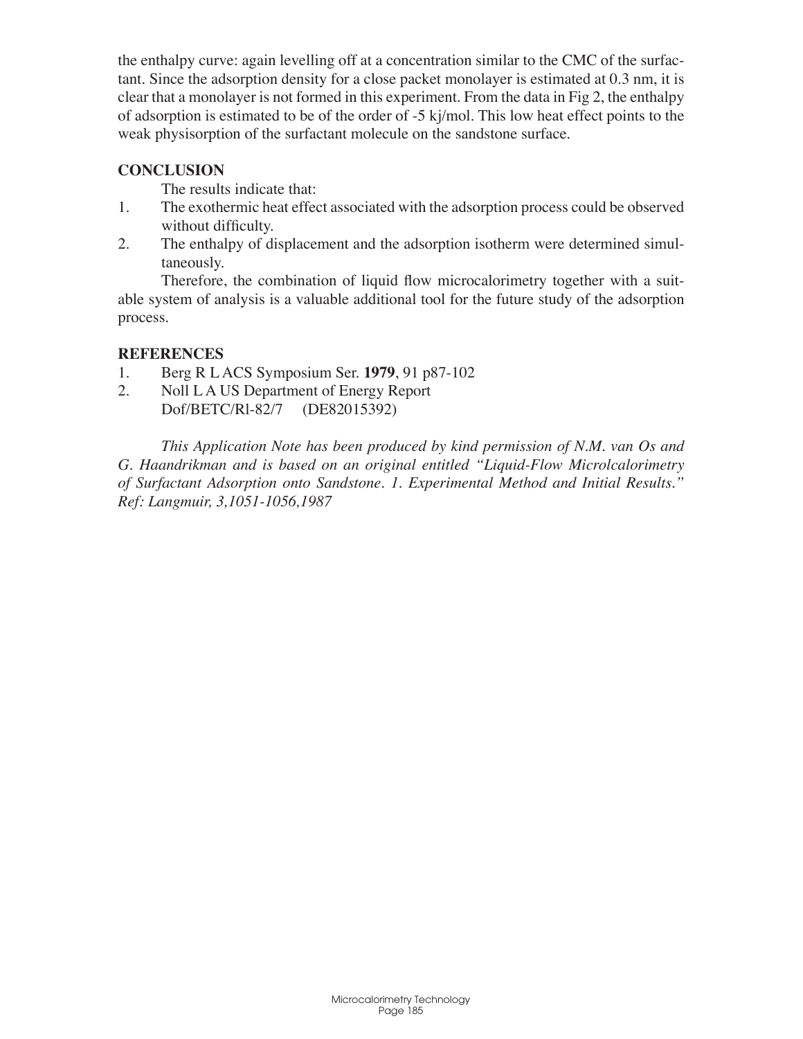the enthalpy curve: again levelling off at a concentration similar to the CMC of the surfactant. Since the adsorption density for a close packet monolayer is estimated at 0.3 nm, it is clear that a monolayer is not formed in this experiment. From the data in Fig 2, the enthalpy of adsorption is estimated to be of the order of -5 kj/mol. This low heat effect points to the weak physisorption of the surfactant molecule on the sandstone surface.

## CONCLUSION

The results indicate that:

1. The exothermic heat effect associated with the adsorption process could be observed without difficulty.
2. The enthalpy of displacement and the adsorption isotherm were determined simultaneously.

Therefore, the combination of liquid flow microcalorimetry together with a suitable system of analysis is a valuable additional tool for the future study of the adsorption process.

## REFERENCES

1. Berg R L ACS Symposium Ser. **1979**, 91 p87-102
2. Noll L A US Department of Energy Report
   Dof/BETC/Rl-82/7 (DE82015392)

*This Application Note has been produced by kind permission of N.M. van Os and G. Haandrikman and is based on an original entitled "Liquid-Flow Microlcalorimetry of Surfactant Adsorption onto Sandstone. 1. Experimental Method and Initial Results." Ref: Langmuir, 3,1051-1056,1987*